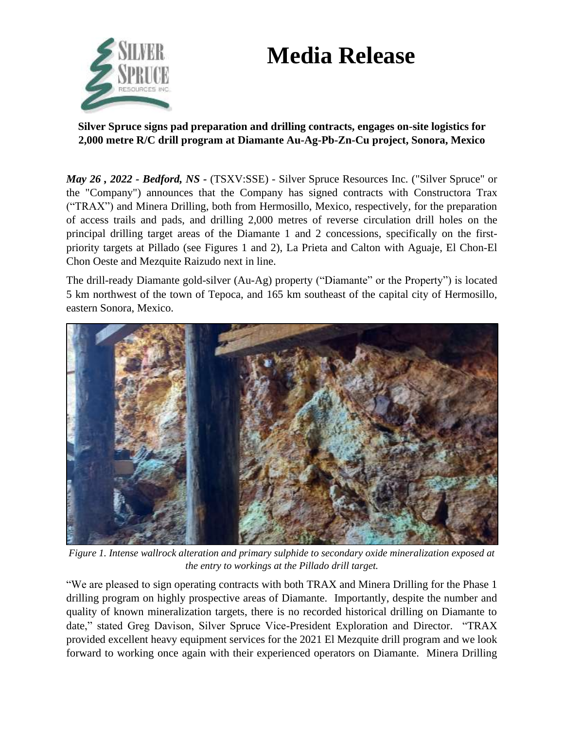# Media Release

**Silver Spruce signs pad preparation and drilling contracts, engages on-site logistics for 2,000 metre R/C drill program at Diamante Au-Ag-Pb-Zn-Cu project, Sonora, Mexico**

***May 26 , 2022 - Bedford, NS -*** (TSXV:SSE) - Silver Spruce Resources Inc. ("Silver Spruce" or the "Company") announces that the Company has signed contracts with Constructora Trax ("TRAX") and Minera Drilling, both from Hermosillo, Mexico, respectively, for the preparation of access trails and pads, and drilling 2,000 metres of reverse circulation drill holes on the principal drilling target areas of the Diamante 1 and 2 concessions, specifically on the first-priority targets at Pillado (see Figures 1 and 2), La Prieta and Calton with Aguaje, El Chon-El Chon Oeste and Mezquite Raizudo next in line.

The drill-ready Diamante gold-silver (Au-Ag) property ("Diamante" or the Property") is located 5 km northwest of the town of Tepoca, and 165 km southeast of the capital city of Hermosillo, eastern Sonora, Mexico.

*Figure 1. Intense wallrock alteration and primary sulphide to secondary oxide mineralization exposed at the entry to workings at the Pillado drill target.*

"We are pleased to sign operating contracts with both TRAX and Minera Drilling for the Phase 1 drilling program on highly prospective areas of Diamante. Importantly, despite the number and quality of known mineralization targets, there is no recorded historical drilling on Diamante to date," stated Greg Davison, Silver Spruce Vice-President Exploration and Director. "TRAX provided excellent heavy equipment services for the 2021 El Mezquite drill program and we look forward to working once again with their experienced operators on Diamante. Minera Drilling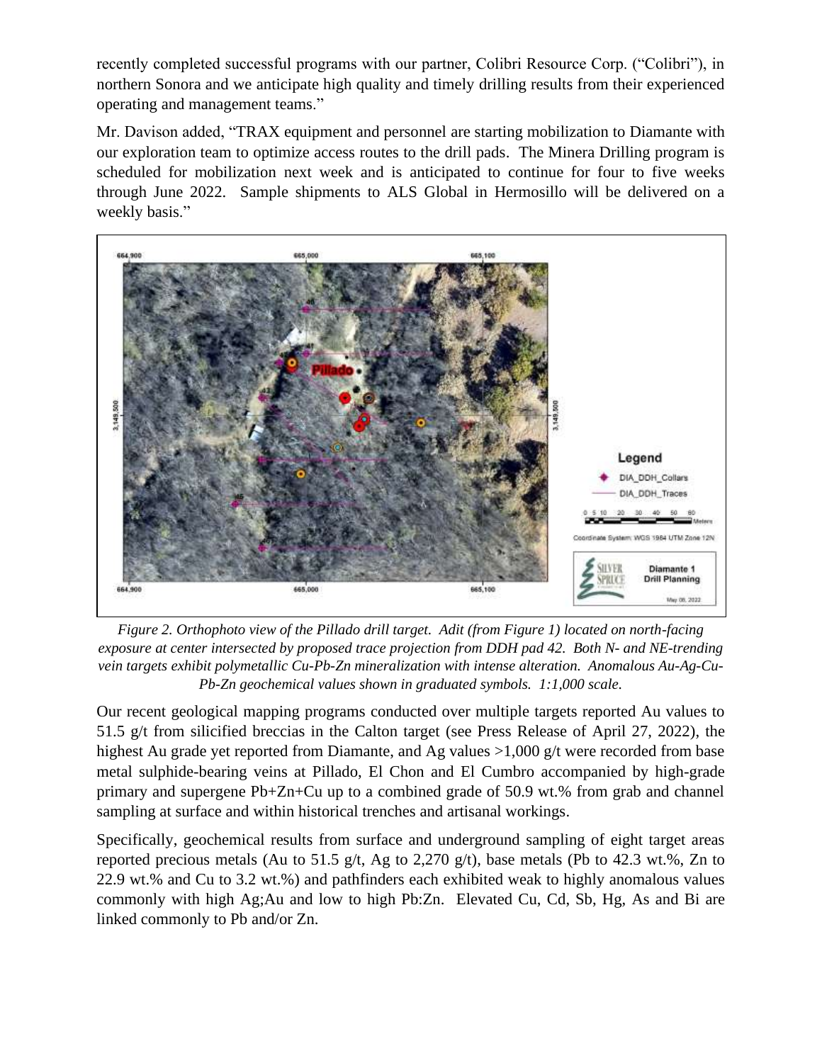recently completed successful programs with our partner, Colibri Resource Corp. ("Colibri"), in northern Sonora and we anticipate high quality and timely drilling results from their experienced operating and management teams."

Mr. Davison added, "TRAX equipment and personnel are starting mobilization to Diamante with our exploration team to optimize access routes to the drill pads. The Minera Drilling program is scheduled for mobilization next week and is anticipated to continue for four to five weeks through June 2022. Sample shipments to ALS Global in Hermosillo will be delivered on a weekly basis."

*Figure 2. Orthophoto view of the Pillado drill target. Adit (from Figure 1) located on north-facing exposure at center intersected by proposed trace projection from DDH pad 42. Both N- and NE-trending vein targets exhibit polymetallic Cu-Pb-Zn mineralization with intense alteration. Anomalous Au-Ag-Cu-Pb-Zn geochemical values shown in graduated symbols. 1:1,000 scale.*

Our recent geological mapping programs conducted over multiple targets reported Au values to 51.5 g/t from silicified breccias in the Calton target (see Press Release of April 27, 2022), the highest Au grade yet reported from Diamante, and Ag values >1,000 g/t were recorded from base metal sulphide-bearing veins at Pillado, El Chon and El Cumbro accompanied by high-grade primary and supergene Pb+Zn+Cu up to a combined grade of 50.9 wt.% from grab and channel sampling at surface and within historical trenches and artisanal workings.

Specifically, geochemical results from surface and underground sampling of eight target areas reported precious metals (Au to 51.5 g/t, Ag to 2,270 g/t), base metals (Pb to 42.3 wt.%, Zn to 22.9 wt.% and Cu to 3.2 wt.%) and pathfinders each exhibited weak to highly anomalous values commonly with high Ag;Au and low to high Pb:Zn. Elevated Cu, Cd, Sb, Hg, As and Bi are linked commonly to Pb and/or Zn.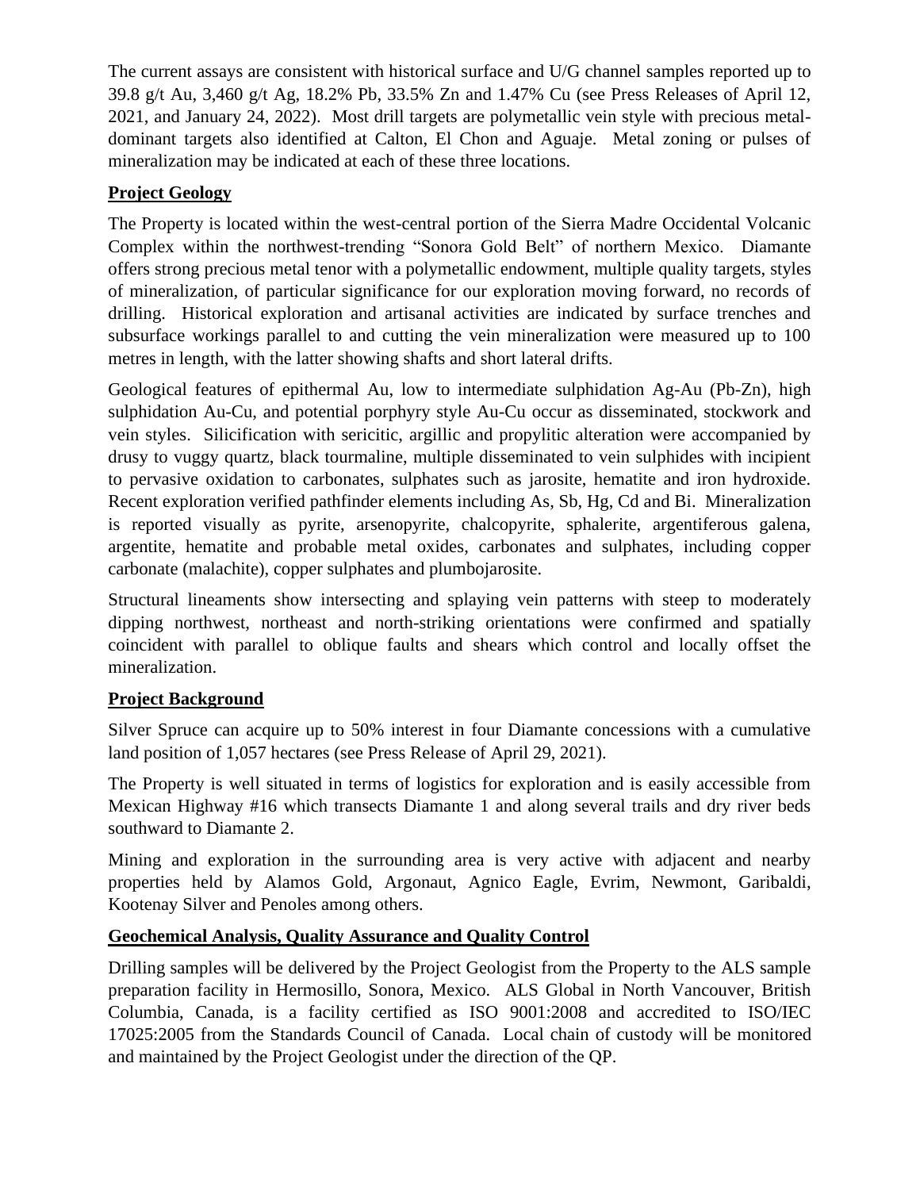The current assays are consistent with historical surface and U/G channel samples reported up to 39.8 g/t Au, 3,460 g/t Ag, 18.2% Pb, 33.5% Zn and 1.47% Cu (see Press Releases of April 12, 2021, and January 24, 2022). Most drill targets are polymetallic vein style with precious metal-dominant targets also identified at Calton, El Chon and Aguaje. Metal zoning or pulses of mineralization may be indicated at each of these three locations.

## Project Geology

The Property is located within the west-central portion of the Sierra Madre Occidental Volcanic Complex within the northwest-trending "Sonora Gold Belt" of northern Mexico. Diamante offers strong precious metal tenor with a polymetallic endowment, multiple quality targets, styles of mineralization, of particular significance for our exploration moving forward, no records of drilling. Historical exploration and artisanal activities are indicated by surface trenches and subsurface workings parallel to and cutting the vein mineralization were measured up to 100 metres in length, with the latter showing shafts and short lateral drifts.

Geological features of epithermal Au, low to intermediate sulphidation Ag-Au (Pb-Zn), high sulphidation Au-Cu, and potential porphyry style Au-Cu occur as disseminated, stockwork and vein styles. Silicification with sericitic, argillic and propylitic alteration were accompanied by drusy to vuggy quartz, black tourmaline, multiple disseminated to vein sulphides with incipient to pervasive oxidation to carbonates, sulphates such as jarosite, hematite and iron hydroxide. Recent exploration verified pathfinder elements including As, Sb, Hg, Cd and Bi. Mineralization is reported visually as pyrite, arsenopyrite, chalcopyrite, sphalerite, argentiferous galena, argentite, hematite and probable metal oxides, carbonates and sulphates, including copper carbonate (malachite), copper sulphates and plumbojarosite.

Structural lineaments show intersecting and splaying vein patterns with steep to moderately dipping northwest, northeast and north-striking orientations were confirmed and spatially coincident with parallel to oblique faults and shears which control and locally offset the mineralization.

## Project Background

Silver Spruce can acquire up to 50% interest in four Diamante concessions with a cumulative land position of 1,057 hectares (see Press Release of April 29, 2021).

The Property is well situated in terms of logistics for exploration and is easily accessible from Mexican Highway #16 which transects Diamante 1 and along several trails and dry river beds southward to Diamante 2.

Mining and exploration in the surrounding area is very active with adjacent and nearby properties held by Alamos Gold, Argonaut, Agnico Eagle, Evrim, Newmont, Garibaldi, Kootenay Silver and Penoles among others.

## Geochemical Analysis, Quality Assurance and Quality Control

Drilling samples will be delivered by the Project Geologist from the Property to the ALS sample preparation facility in Hermosillo, Sonora, Mexico. ALS Global in North Vancouver, British Columbia, Canada, is a facility certified as ISO 9001:2008 and accredited to ISO/IEC 17025:2005 from the Standards Council of Canada. Local chain of custody will be monitored and maintained by the Project Geologist under the direction of the QP.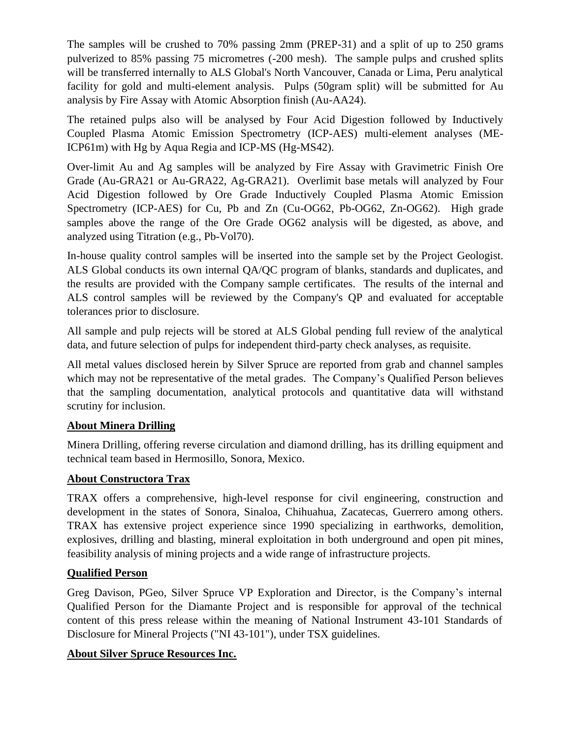The samples will be crushed to 70% passing 2mm (PREP-31) and a split of up to 250 grams pulverized to 85% passing 75 micrometres (-200 mesh). The sample pulps and crushed splits will be transferred internally to ALS Global's North Vancouver, Canada or Lima, Peru analytical facility for gold and multi-element analysis. Pulps (50gram split) will be submitted for Au analysis by Fire Assay with Atomic Absorption finish (Au-AA24).

The retained pulps also will be analysed by Four Acid Digestion followed by Inductively Coupled Plasma Atomic Emission Spectrometry (ICP-AES) multi-element analyses (ME-ICP61m) with Hg by Aqua Regia and ICP-MS (Hg-MS42).

Over-limit Au and Ag samples will be analyzed by Fire Assay with Gravimetric Finish Ore Grade (Au-GRA21 or Au-GRA22, Ag-GRA21). Overlimit base metals will analyzed by Four Acid Digestion followed by Ore Grade Inductively Coupled Plasma Atomic Emission Spectrometry (ICP-AES) for Cu, Pb and Zn (Cu-OG62, Pb-OG62, Zn-OG62). High grade samples above the range of the Ore Grade OG62 analysis will be digested, as above, and analyzed using Titration (e.g., Pb-Vol70).

In-house quality control samples will be inserted into the sample set by the Project Geologist. ALS Global conducts its own internal QA/QC program of blanks, standards and duplicates, and the results are provided with the Company sample certificates. The results of the internal and ALS control samples will be reviewed by the Company's QP and evaluated for acceptable tolerances prior to disclosure.

All sample and pulp rejects will be stored at ALS Global pending full review of the analytical data, and future selection of pulps for independent third-party check analyses, as requisite.

All metal values disclosed herein by Silver Spruce are reported from grab and channel samples which may not be representative of the metal grades. The Company's Qualified Person believes that the sampling documentation, analytical protocols and quantitative data will withstand scrutiny for inclusion.

## About Minera Drilling

Minera Drilling, offering reverse circulation and diamond drilling, has its drilling equipment and technical team based in Hermosillo, Sonora, Mexico.

## About Constructora Trax

TRAX offers a comprehensive, high-level response for civil engineering, construction and development in the states of Sonora, Sinaloa, Chihuahua, Zacatecas, Guerrero among others. TRAX has extensive project experience since 1990 specializing in earthworks, demolition, explosives, drilling and blasting, mineral exploitation in both underground and open pit mines, feasibility analysis of mining projects and a wide range of infrastructure projects.

## Qualified Person

Greg Davison, PGeo, Silver Spruce VP Exploration and Director, is the Company's internal Qualified Person for the Diamante Project and is responsible for approval of the technical content of this press release within the meaning of National Instrument 43-101 Standards of Disclosure for Mineral Projects ("NI 43-101"), under TSX guidelines.

## About Silver Spruce Resources Inc.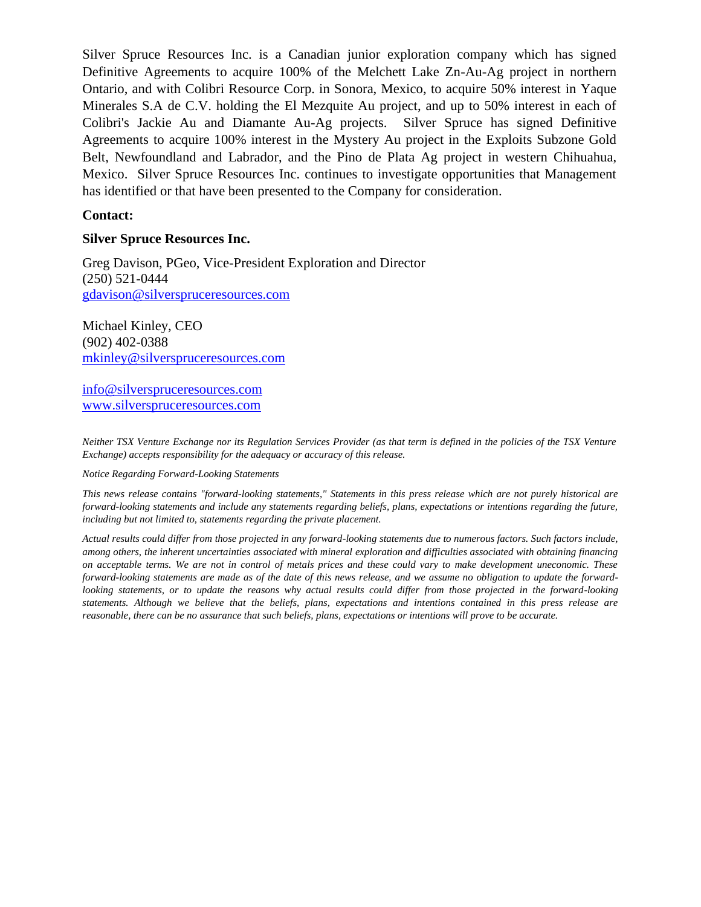Silver Spruce Resources Inc. is a Canadian junior exploration company which has signed Definitive Agreements to acquire 100% of the Melchett Lake Zn-Au-Ag project in northern Ontario, and with Colibri Resource Corp. in Sonora, Mexico, to acquire 50% interest in Yaque Minerales S.A de C.V. holding the El Mezquite Au project, and up to 50% interest in each of Colibri's Jackie Au and Diamante Au-Ag projects. Silver Spruce has signed Definitive Agreements to acquire 100% interest in the Mystery Au project in the Exploits Subzone Gold Belt, Newfoundland and Labrador, and the Pino de Plata Ag project in western Chihuahua, Mexico. Silver Spruce Resources Inc. continues to investigate opportunities that Management has identified or that have been presented to the Company for consideration.

**Contact:**

**Silver Spruce Resources Inc.**

Greg Davison, PGeo, Vice-President Exploration and Director
(250) 521-0444
gdavison@silverspruceresources.com

Michael Kinley, CEO
(902) 402-0388
mkinley@silverspruceresources.com

info@silverspruceresources.com
www.silverspruceresources.com

*Neither TSX Venture Exchange nor its Regulation Services Provider (as that term is defined in the policies of the TSX Venture Exchange) accepts responsibility for the adequacy or accuracy of this release.*

*Notice Regarding Forward-Looking Statements*

*This news release contains "forward-looking statements," Statements in this press release which are not purely historical are forward-looking statements and include any statements regarding beliefs, plans, expectations or intentions regarding the future, including but not limited to, statements regarding the private placement.*

*Actual results could differ from those projected in any forward-looking statements due to numerous factors. Such factors include, among others, the inherent uncertainties associated with mineral exploration and difficulties associated with obtaining financing on acceptable terms. We are not in control of metals prices and these could vary to make development uneconomic. These forward-looking statements are made as of the date of this news release, and we assume no obligation to update the forward-looking statements, or to update the reasons why actual results could differ from those projected in the forward-looking statements. Although we believe that the beliefs, plans, expectations and intentions contained in this press release are reasonable, there can be no assurance that such beliefs, plans, expectations or intentions will prove to be accurate.*